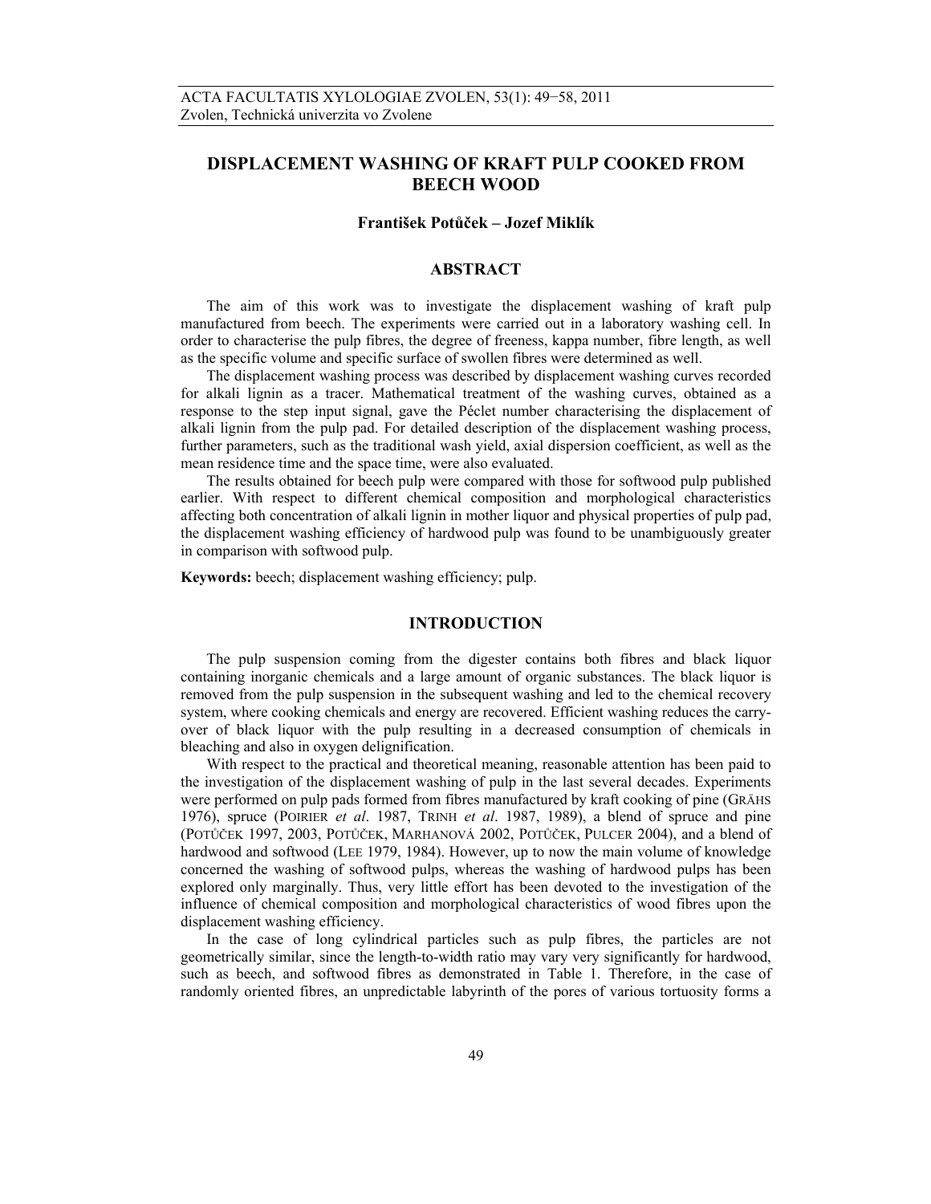# DISPLACEMENT WASHING OF KRAFT PULP COOKED FROM BEECH WOOD

**František Potůček – Jozef Miklík**

## ABSTRACT

The aim of this work was to investigate the displacement washing of kraft pulp manufactured from beech. The experiments were carried out in a laboratory washing cell. In order to characterise the pulp fibres, the degree of freeness, kappa number, fibre length, as well as the specific volume and specific surface of swollen fibres were determined as well.

The displacement washing process was described by displacement washing curves recorded for alkali lignin as a tracer. Mathematical treatment of the washing curves, obtained as a response to the step input signal, gave the Péclet number characterising the displacement of alkali lignin from the pulp pad. For detailed description of the displacement washing process, further parameters, such as the traditional wash yield, axial dispersion coefficient, as well as the mean residence time and the space time, were also evaluated.

The results obtained for beech pulp were compared with those for softwood pulp published earlier. With respect to different chemical composition and morphological characteristics affecting both concentration of alkali lignin in mother liquor and physical properties of pulp pad, the displacement washing efficiency of hardwood pulp was found to be unambiguously greater in comparison with softwood pulp.

**Keywords:** beech; displacement washing efficiency; pulp.

## INTRODUCTION

The pulp suspension coming from the digester contains both fibres and black liquor containing inorganic chemicals and a large amount of organic substances. The black liquor is removed from the pulp suspension in the subsequent washing and led to the chemical recovery system, where cooking chemicals and energy are recovered. Efficient washing reduces the carry-over of black liquor with the pulp resulting in a decreased consumption of chemicals in bleaching and also in oxygen delignification.

With respect to the practical and theoretical meaning, reasonable attention has been paid to the investigation of the displacement washing of pulp in the last several decades. Experiments were performed on pulp pads formed from fibres manufactured by kraft cooking of pine (GRÄHS 1976), spruce (POIRIER *et al*. 1987, TRINH *et al*. 1987, 1989), a blend of spruce and pine (POTŮČEK 1997, 2003, POTŮČEK, MARHANOVÁ 2002, POTŮČEK, PULCER 2004), and a blend of hardwood and softwood (LEE 1979, 1984). However, up to now the main volume of knowledge concerned the washing of softwood pulps, whereas the washing of hardwood pulps has been explored only marginally. Thus, very little effort has been devoted to the investigation of the influence of chemical composition and morphological characteristics of wood fibres upon the displacement washing efficiency.

In the case of long cylindrical particles such as pulp fibres, the particles are not geometrically similar, since the length-to-width ratio may vary very significantly for hardwood, such as beech, and softwood fibres as demonstrated in Table 1. Therefore, in the case of randomly oriented fibres, an unpredictable labyrinth of the pores of various tortuosity forms a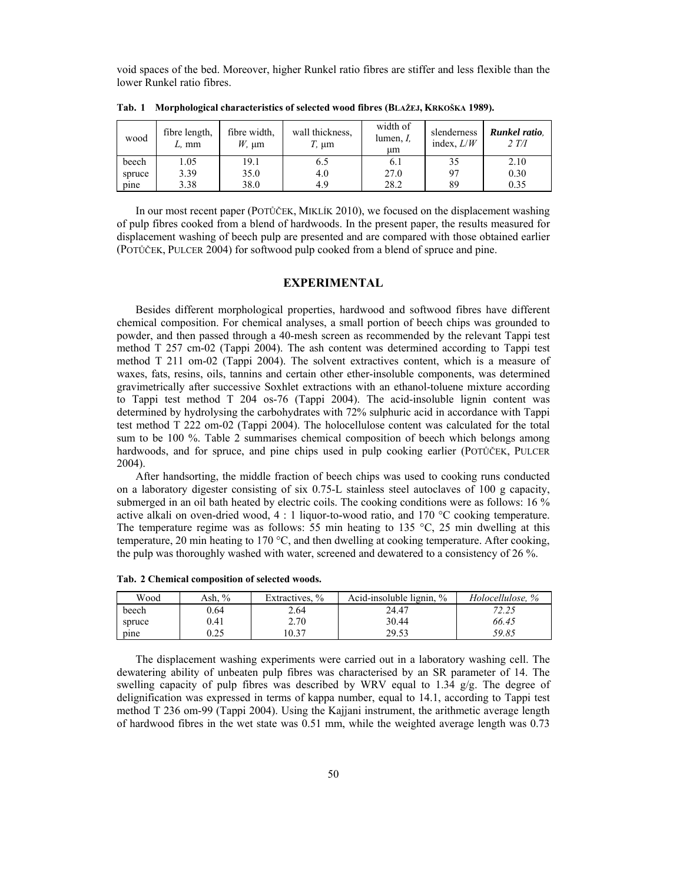void spaces of the bed. Moreover, higher Runkel ratio fibres are stiffer and less flexible than the lower Runkel ratio fibres.

**Tab. 1 Morphological characteristics of selected wood fibres (BLAŽEJ, KRKOŠKA 1989).**

| wood | fibre length, $L$, mm | fibre width, $W$, μm | wall thickness, $T$, μm | width of lumen, $I$, μm | slenderness index, $L/W$ | ***Runkel ratio**, $2\,T/I$* |
|---|---|---|---|---|---|---|
| beech | 1.05 | 19.1 | 6.5 | 6.1 | 35 | 2.10 |
| spruce | 3.39 | 35.0 | 4.0 | 27.0 | 97 | 0.30 |
| pine | 3.38 | 38.0 | 4.9 | 28.2 | 89 | 0.35 |

In our most recent paper (POTŮČEK, MIKLÍK 2010), we focused on the displacement washing of pulp fibres cooked from a blend of hardwoods. In the present paper, the results measured for displacement washing of beech pulp are presented and are compared with those obtained earlier (POTŮČEK, PULCER 2004) for softwood pulp cooked from a blend of spruce and pine.

## EXPERIMENTAL

Besides different morphological properties, hardwood and softwood fibres have different chemical composition. For chemical analyses, a small portion of beech chips was grounded to powder, and then passed through a 40-mesh screen as recommended by the relevant Tappi test method T 257 cm-02 (Tappi 2004). The ash content was determined according to Tappi test method T 211 om-02 (Tappi 2004). The solvent extractives content, which is a measure of waxes, fats, resins, oils, tannins and certain other ether-insoluble components, was determined gravimetrically after successive Soxhlet extractions with an ethanol-toluene mixture according to Tappi test method T 204 os-76 (Tappi 2004). The acid-insoluble lignin content was determined by hydrolysing the carbohydrates with 72% sulphuric acid in accordance with Tappi test method T 222 om-02 (Tappi 2004). The holocellulose content was calculated for the total sum to be 100 %. Table 2 summarises chemical composition of beech which belongs among hardwoods, and for spruce, and pine chips used in pulp cooking earlier (POTŮČEK, PULCER 2004).

After handsorting, the middle fraction of beech chips was used to cooking runs conducted on a laboratory digester consisting of six 0.75-L stainless steel autoclaves of 100 g capacity, submerged in an oil bath heated by electric coils. The cooking conditions were as follows: 16 % active alkali on oven-dried wood, 4 : 1 liquor-to-wood ratio, and 170 °C cooking temperature. The temperature regime was as follows: 55 min heating to 135 °C, 25 min dwelling at this temperature, 20 min heating to 170 °C, and then dwelling at cooking temperature. After cooking, the pulp was thoroughly washed with water, screened and dewatered to a consistency of 26 %.

**Tab. 2 Chemical composition of selected woods.**

| Wood | Ash, % | Extractives, % | Acid-insoluble lignin, % | *Holocellulose, %* |
|---|---|---|---|---|
| beech | 0.64 | 2.64 | 24.47 | *72.25* |
| spruce | 0.41 | 2.70 | 30.44 | *66.45* |
| pine | 0.25 | 10.37 | 29.53 | *59.85* |

The displacement washing experiments were carried out in a laboratory washing cell. The dewatering ability of unbeaten pulp fibres was characterised by an SR parameter of 14. The swelling capacity of pulp fibres was described by WRV equal to 1.34 g/g. The degree of delignification was expressed in terms of kappa number, equal to 14.1, according to Tappi test method T 236 om-99 (Tappi 2004). Using the Kajjani instrument, the arithmetic average length of hardwood fibres in the wet state was 0.51 mm, while the weighted average length was 0.73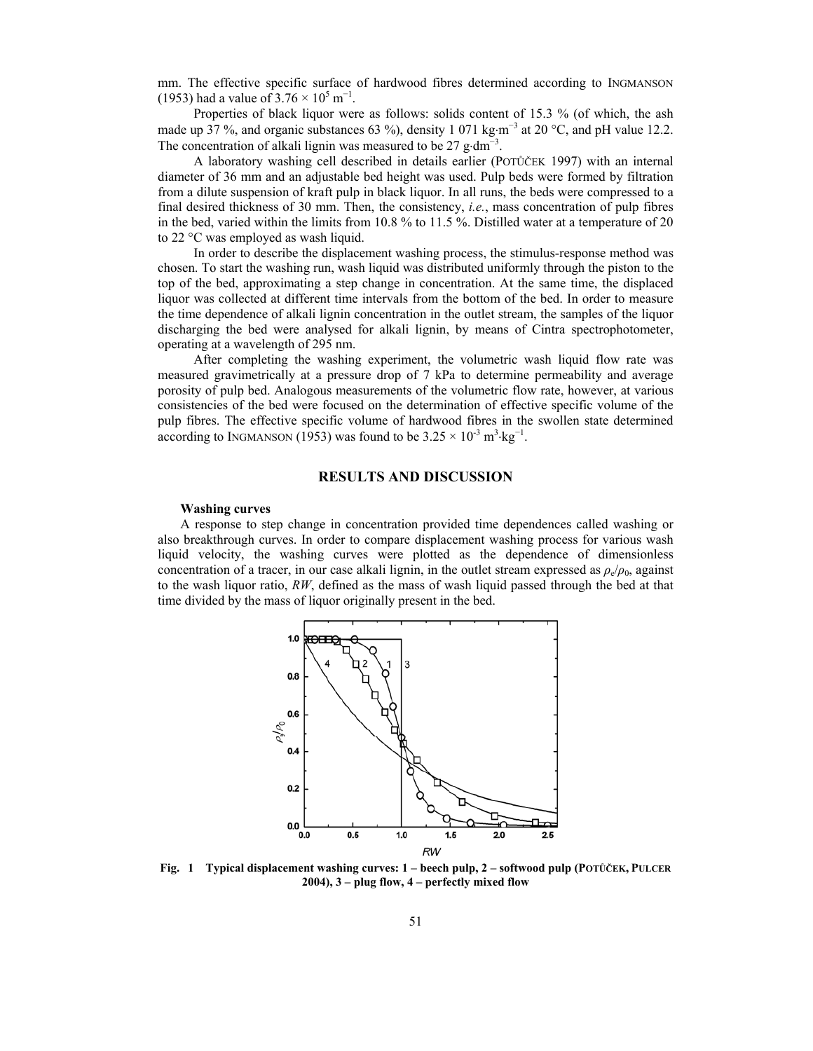mm. The effective specific surface of hardwood fibres determined according to INGMANSON (1953) had a value of $3.76 \times 10^5$ m$^{-1}$.

Properties of black liquor were as follows: solids content of 15.3 % (of which, the ash made up 37 %, and organic substances 63 %), density 1 071 kg·m$^{-3}$ at 20 °C, and pH value 12.2. The concentration of alkali lignin was measured to be 27 g·dm$^{-3}$.

A laboratory washing cell described in details earlier (POTŮČEK 1997) with an internal diameter of 36 mm and an adjustable bed height was used. Pulp beds were formed by filtration from a dilute suspension of kraft pulp in black liquor. In all runs, the beds were compressed to a final desired thickness of 30 mm. Then, the consistency, *i.e.*, mass concentration of pulp fibres in the bed, varied within the limits from 10.8 % to 11.5 %. Distilled water at a temperature of 20 to 22 °C was employed as wash liquid.

In order to describe the displacement washing process, the stimulus-response method was chosen. To start the washing run, wash liquid was distributed uniformly through the piston to the top of the bed, approximating a step change in concentration. At the same time, the displaced liquor was collected at different time intervals from the bottom of the bed. In order to measure the time dependence of alkali lignin concentration in the outlet stream, the samples of the liquor discharging the bed were analysed for alkali lignin, by means of Cintra spectrophotometer, operating at a wavelength of 295 nm.

After completing the washing experiment, the volumetric wash liquid flow rate was measured gravimetrically at a pressure drop of 7 kPa to determine permeability and average porosity of pulp bed. Analogous measurements of the volumetric flow rate, however, at various consistencies of the bed were focused on the determination of effective specific volume of the pulp fibres. The effective specific volume of hardwood fibres in the swollen state determined according to INGMANSON (1953) was found to be $3.25 \times 10^{-3}$ m$^3$·kg$^{-1}$.

## RESULTS AND DISCUSSION

### Washing curves

A response to step change in concentration provided time dependences called washing or also breakthrough curves. In order to compare displacement washing process for various wash liquid velocity, the washing curves were plotted as the dependence of dimensionless concentration of a tracer, in our case alkali lignin, in the outlet stream expressed as $\rho_e/\rho_0$, against to the wash liquor ratio, *RW*, defined as the mass of wash liquid passed through the bed at that time divided by the mass of liquor originally present in the bed.

**Fig. 1 Typical displacement washing curves: 1 – beech pulp, 2 – softwood pulp (POTŮČEK, PULCER 2004), 3 – plug flow, 4 – perfectly mixed flow**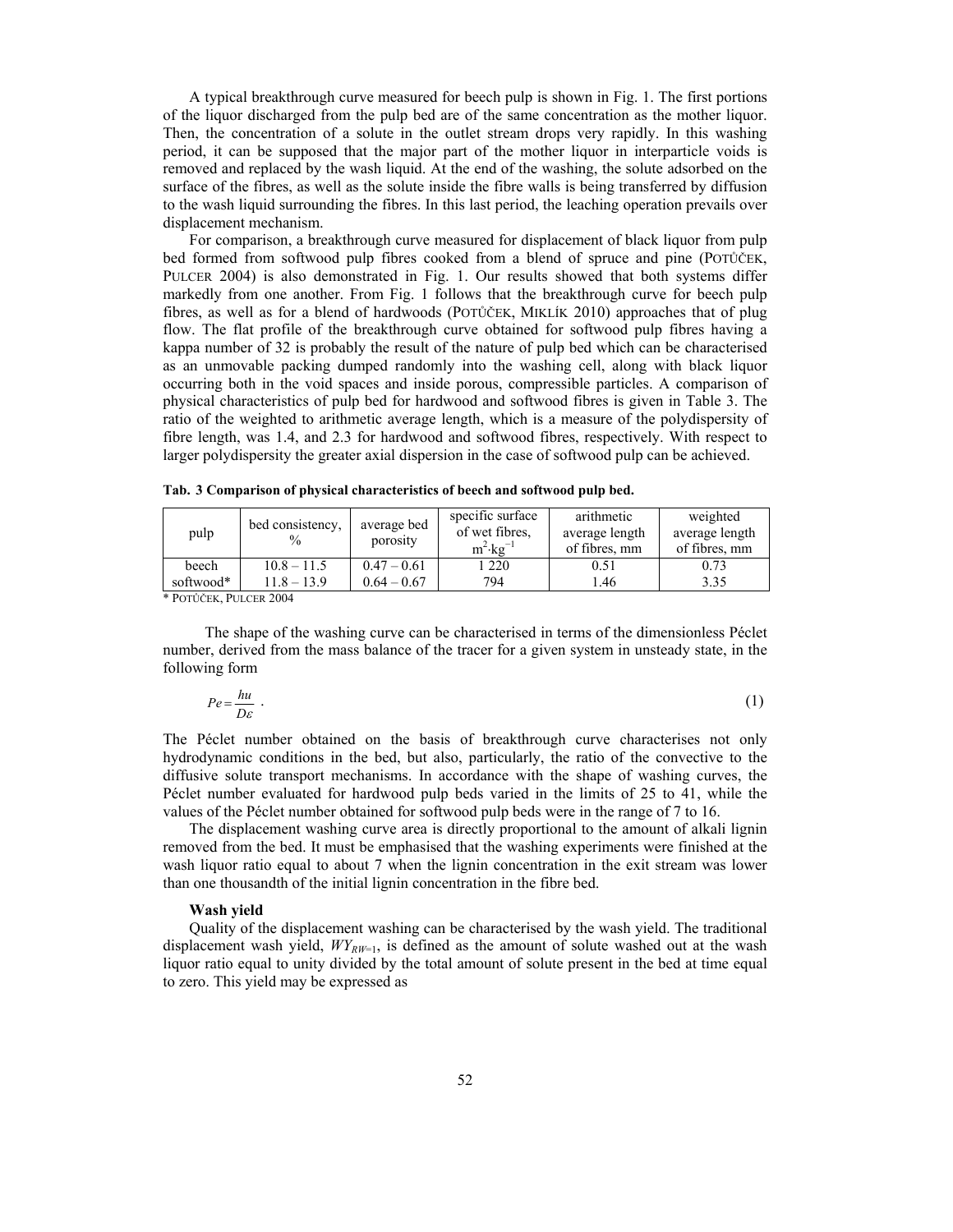A typical breakthrough curve measured for beech pulp is shown in Fig. 1. The first portions of the liquor discharged from the pulp bed are of the same concentration as the mother liquor. Then, the concentration of a solute in the outlet stream drops very rapidly. In this washing period, it can be supposed that the major part of the mother liquor in interparticle voids is removed and replaced by the wash liquid. At the end of the washing, the solute adsorbed on the surface of the fibres, as well as the solute inside the fibre walls is being transferred by diffusion to the wash liquid surrounding the fibres. In this last period, the leaching operation prevails over displacement mechanism.

For comparison, a breakthrough curve measured for displacement of black liquor from pulp bed formed from softwood pulp fibres cooked from a blend of spruce and pine (POTŮČEK, PULCER 2004) is also demonstrated in Fig. 1. Our results showed that both systems differ markedly from one another. From Fig. 1 follows that the breakthrough curve for beech pulp fibres, as well as for a blend of hardwoods (POTŮČEK, MIKLÍK 2010) approaches that of plug flow. The flat profile of the breakthrough curve obtained for softwood pulp fibres having a kappa number of 32 is probably the result of the nature of pulp bed which can be characterised as an unmovable packing dumped randomly into the washing cell, along with black liquor occurring both in the void spaces and inside porous, compressible particles. A comparison of physical characteristics of pulp bed for hardwood and softwood fibres is given in Table 3. The ratio of the weighted to arithmetic average length, which is a measure of the polydispersity of fibre length, was 1.4, and 2.3 for hardwood and softwood fibres, respectively. With respect to larger polydispersity the greater axial dispersion in the case of softwood pulp can be achieved.

**Tab. 3 Comparison of physical characteristics of beech and softwood pulp bed.**

| pulp | bed consistency, % | average bed porosity | specific surface of wet fibres, $m^2 \cdot kg^{-1}$ | arithmetic average length of fibres, mm | weighted average length of fibres, mm |
|---|---|---|---|---|---|
| beech | 10.8 – 11.5 | 0.47 – 0.61 | 1 220 | 0.51 | 0.73 |
| softwood* | 11.8 – 13.9 | 0.64 – 0.67 | 794 | 1.46 | 3.35 |

* POTŮČEK, PULCER 2004

The shape of the washing curve can be characterised in terms of the dimensionless Péclet number, derived from the mass balance of the tracer for a given system in unsteady state, in the following form

$$Pe = \frac{hu}{D\varepsilon} \quad . \tag{1}$$

The Péclet number obtained on the basis of breakthrough curve characterises not only hydrodynamic conditions in the bed, but also, particularly, the ratio of the convective to the diffusive solute transport mechanisms. In accordance with the shape of washing curves, the Péclet number evaluated for hardwood pulp beds varied in the limits of 25 to 41, while the values of the Péclet number obtained for softwood pulp beds were in the range of 7 to 16.

The displacement washing curve area is directly proportional to the amount of alkali lignin removed from the bed. It must be emphasised that the washing experiments were finished at the wash liquor ratio equal to about 7 when the lignin concentration in the exit stream was lower than one thousandth of the initial lignin concentration in the fibre bed.

**Wash yield**

Quality of the displacement washing can be characterised by the wash yield. The traditional displacement wash yield, $WY_{RW=1}$, is defined as the amount of solute washed out at the wash liquor ratio equal to unity divided by the total amount of solute present in the bed at time equal to zero. This yield may be expressed as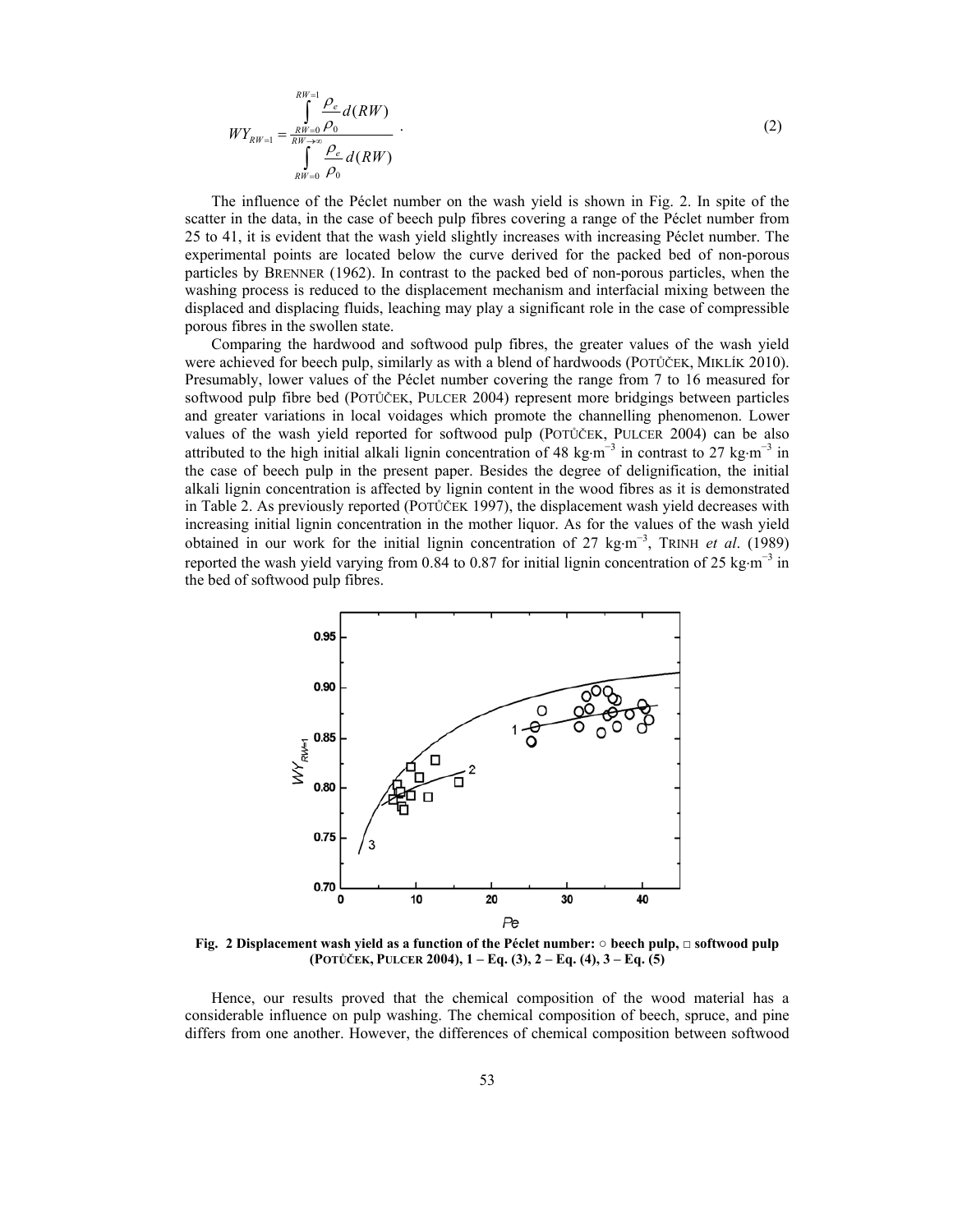$$WY_{RW=1} = \frac{\int\limits_{RW=0}^{RW=1} \frac{\rho_e}{\rho_0} d(RW)}{\int\limits_{RW=0}^{RW\to\infty} \frac{\rho_e}{\rho_0} d(RW)} \quad . \tag{2}$$

The influence of the Péclet number on the wash yield is shown in Fig. 2. In spite of the scatter in the data, in the case of beech pulp fibres covering a range of the Péclet number from 25 to 41, it is evident that the wash yield slightly increases with increasing Péclet number. The experimental points are located below the curve derived for the packed bed of non-porous particles by BRENNER (1962). In contrast to the packed bed of non-porous particles, when the washing process is reduced to the displacement mechanism and interfacial mixing between the displaced and displacing fluids, leaching may play a significant role in the case of compressible porous fibres in the swollen state.

Comparing the hardwood and softwood pulp fibres, the greater values of the wash yield were achieved for beech pulp, similarly as with a blend of hardwoods (POTŮČEK, MIKLÍK 2010). Presumably, lower values of the Péclet number covering the range from 7 to 16 measured for softwood pulp fibre bed (POTŮČEK, PULCER 2004) represent more bridgings between particles and greater variations in local voidages which promote the channelling phenomenon. Lower values of the wash yield reported for softwood pulp (POTŮČEK, PULCER 2004) can be also attributed to the high initial alkali lignin concentration of 48 kg·m$^{-3}$ in contrast to 27 kg·m$^{-3}$ in the case of beech pulp in the present paper. Besides the degree of delignification, the initial alkali lignin concentration is affected by lignin content in the wood fibres as it is demonstrated in Table 2. As previously reported (POTŮČEK 1997), the displacement wash yield decreases with increasing initial lignin concentration in the mother liquor. As for the values of the wash yield obtained in our work for the initial lignin concentration of 27 kg·m$^{-3}$, TRINH *et al*. (1989) reported the wash yield varying from 0.84 to 0.87 for initial lignin concentration of 25 kg·m$^{-3}$ in the bed of softwood pulp fibres.

**Fig. 2 Displacement wash yield as a function of the Péclet number: ○ beech pulp, □ softwood pulp (POTŮČEK, PULCER 2004), 1 – Eq. (3), 2 – Eq. (4), 3 – Eq. (5)**

Hence, our results proved that the chemical composition of the wood material has a considerable influence on pulp washing. The chemical composition of beech, spruce, and pine differs from one another. However, the differences of chemical composition between softwood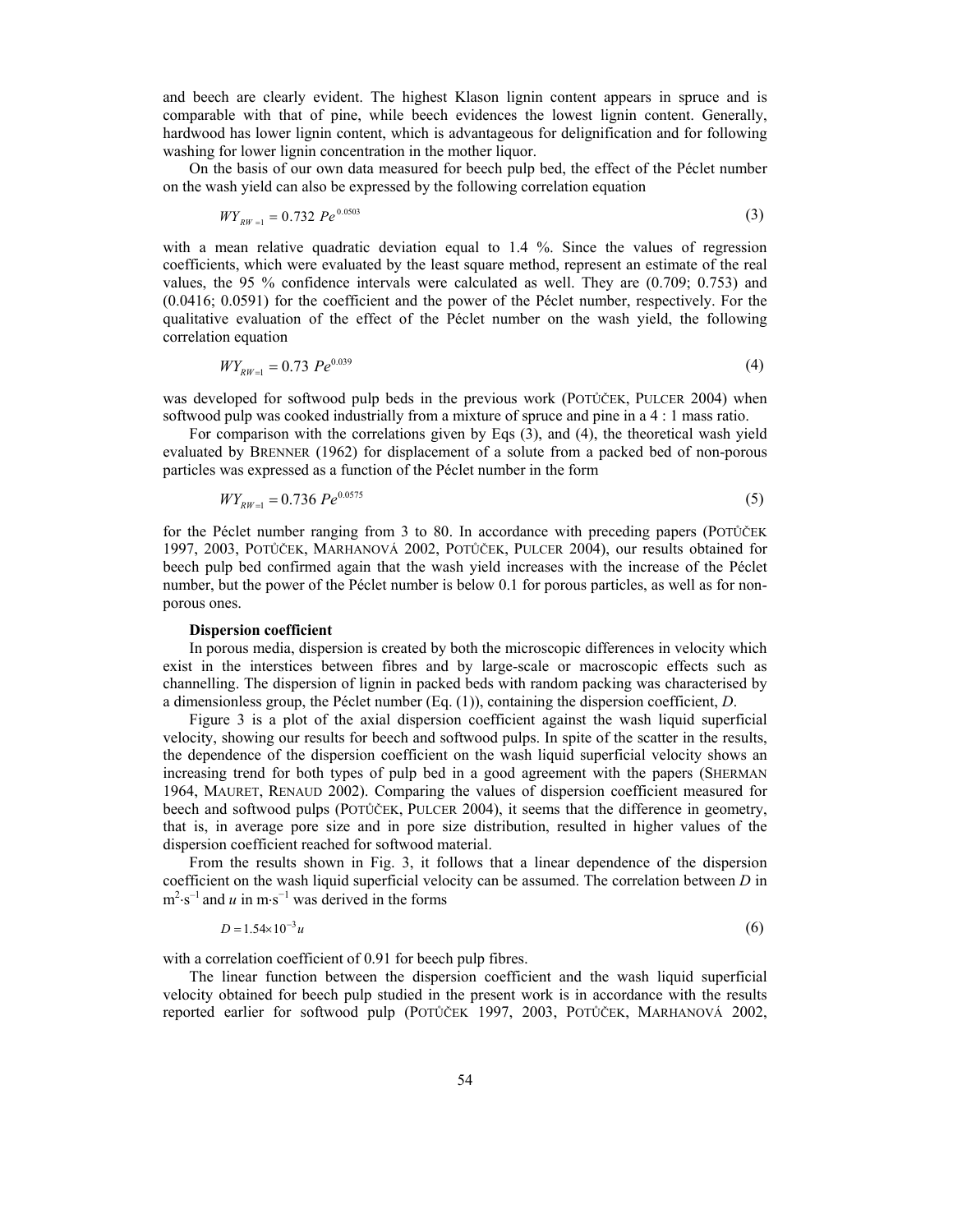and beech are clearly evident. The highest Klason lignin content appears in spruce and is comparable with that of pine, while beech evidences the lowest lignin content. Generally, hardwood has lower lignin content, which is advantageous for delignification and for following washing for lower lignin concentration in the mother liquor.

On the basis of our own data measured for beech pulp bed, the effect of the Péclet number on the wash yield can also be expressed by the following correlation equation

$$WY_{RW=1} = 0.732\ Pe^{0.0503} \tag{3}$$

with a mean relative quadratic deviation equal to 1.4 %. Since the values of regression coefficients, which were evaluated by the least square method, represent an estimate of the real values, the 95 % confidence intervals were calculated as well. They are (0.709; 0.753) and (0.0416; 0.0591) for the coefficient and the power of the Péclet number, respectively. For the qualitative evaluation of the effect of the Péclet number on the wash yield, the following correlation equation

$$WY_{RW=1} = 0.73\ Pe^{0.039} \tag{4}$$

was developed for softwood pulp beds in the previous work (Potůček, Pulcer 2004) when softwood pulp was cooked industrially from a mixture of spruce and pine in a 4 : 1 mass ratio.

For comparison with the correlations given by Eqs (3), and (4), the theoretical wash yield evaluated by Brenner (1962) for displacement of a solute from a packed bed of non-porous particles was expressed as a function of the Péclet number in the form

$$WY_{RW=1} = 0.736\ Pe^{0.0575} \tag{5}$$

for the Péclet number ranging from 3 to 80. In accordance with preceding papers (Potůček 1997, 2003, Potůček, Marhanová 2002, Potůček, Pulcer 2004), our results obtained for beech pulp bed confirmed again that the wash yield increases with the increase of the Péclet number, but the power of the Péclet number is below 0.1 for porous particles, as well as for non-porous ones.

**Dispersion coefficient**

In porous media, dispersion is created by both the microscopic differences in velocity which exist in the interstices between fibres and by large-scale or macroscopic effects such as channelling. The dispersion of lignin in packed beds with random packing was characterised by a dimensionless group, the Péclet number (Eq. (1)), containing the dispersion coefficient, $D$.

Figure 3 is a plot of the axial dispersion coefficient against the wash liquid superficial velocity, showing our results for beech and softwood pulps. In spite of the scatter in the results, the dependence of the dispersion coefficient on the wash liquid superficial velocity shows an increasing trend for both types of pulp bed in a good agreement with the papers (Sherman 1964, Mauret, Renaud 2002). Comparing the values of dispersion coefficient measured for beech and softwood pulps (Potůček, Pulcer 2004), it seems that the difference in geometry, that is, in average pore size and in pore size distribution, resulted in higher values of the dispersion coefficient reached for softwood material.

From the results shown in Fig. 3, it follows that a linear dependence of the dispersion coefficient on the wash liquid superficial velocity can be assumed. The correlation between $D$ in $m^2 \cdot s^{-1}$ and $u$ in $m \cdot s^{-1}$ was derived in the forms

$$D = 1.54 \times 10^{-3} u \tag{6}$$

with a correlation coefficient of 0.91 for beech pulp fibres.

The linear function between the dispersion coefficient and the wash liquid superficial velocity obtained for beech pulp studied in the present work is in accordance with the results reported earlier for softwood pulp (Potůček 1997, 2003, Potůček, Marhanová 2002,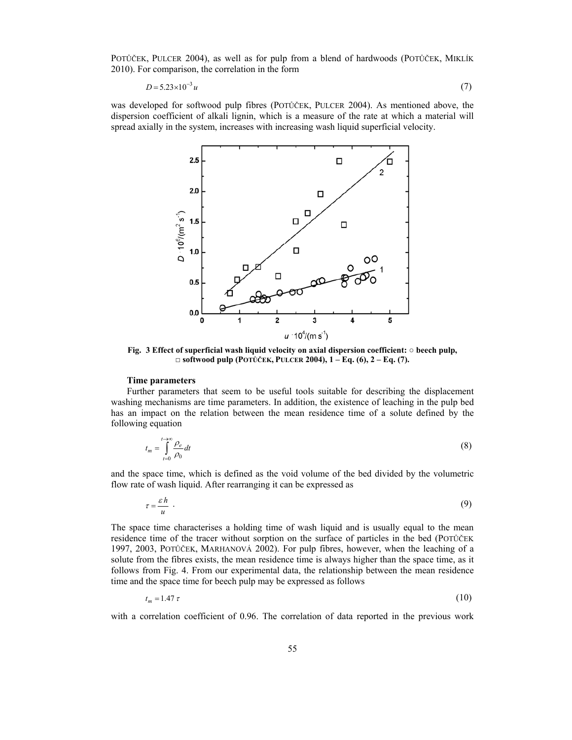POTŮČEK, PULCER 2004), as well as for pulp from a blend of hardwoods (POTŮČEK, MIKLÍK 2010). For comparison, the correlation in the form

$$D = 5.23\times10^{-3}\,u \tag{7}$$

was developed for softwood pulp fibres (POTŮČEK, PULCER 2004). As mentioned above, the dispersion coefficient of alkali lignin, which is a measure of the rate at which a material will spread axially in the system, increases with increasing wash liquid superficial velocity.

**Fig. 3 Effect of superficial wash liquid velocity on axial dispersion coefficient: ○ beech pulp, □ softwood pulp (POTŮČEK, PULCER 2004), 1 – Eq. (6), 2 – Eq. (7).**

### Time parameters

Further parameters that seem to be useful tools suitable for describing the displacement washing mechanisms are time parameters. In addition, the existence of leaching in the pulp bed has an impact on the relation between the mean residence time of a solute defined by the following equation

$$t_m = \int_{t=0}^{t\to\infty} \frac{\rho_e}{\rho_0}\,dt \tag{8}$$

and the space time, which is defined as the void volume of the bed divided by the volumetric flow rate of wash liquid. After rearranging it can be expressed as

$$\tau = \frac{\varepsilon h}{u}\;. \tag{9}$$

The space time characterises a holding time of wash liquid and is usually equal to the mean residence time of the tracer without sorption on the surface of particles in the bed (POTŮČEK 1997, 2003, POTŮČEK, MARHANOVÁ 2002). For pulp fibres, however, when the leaching of a solute from the fibres exists, the mean residence time is always higher than the space time, as it follows from Fig. 4. From our experimental data, the relationship between the mean residence time and the space time for beech pulp may be expressed as follows

$$t_m = 1.47\,\tau \tag{10}$$

with a correlation coefficient of 0.96. The correlation of data reported in the previous work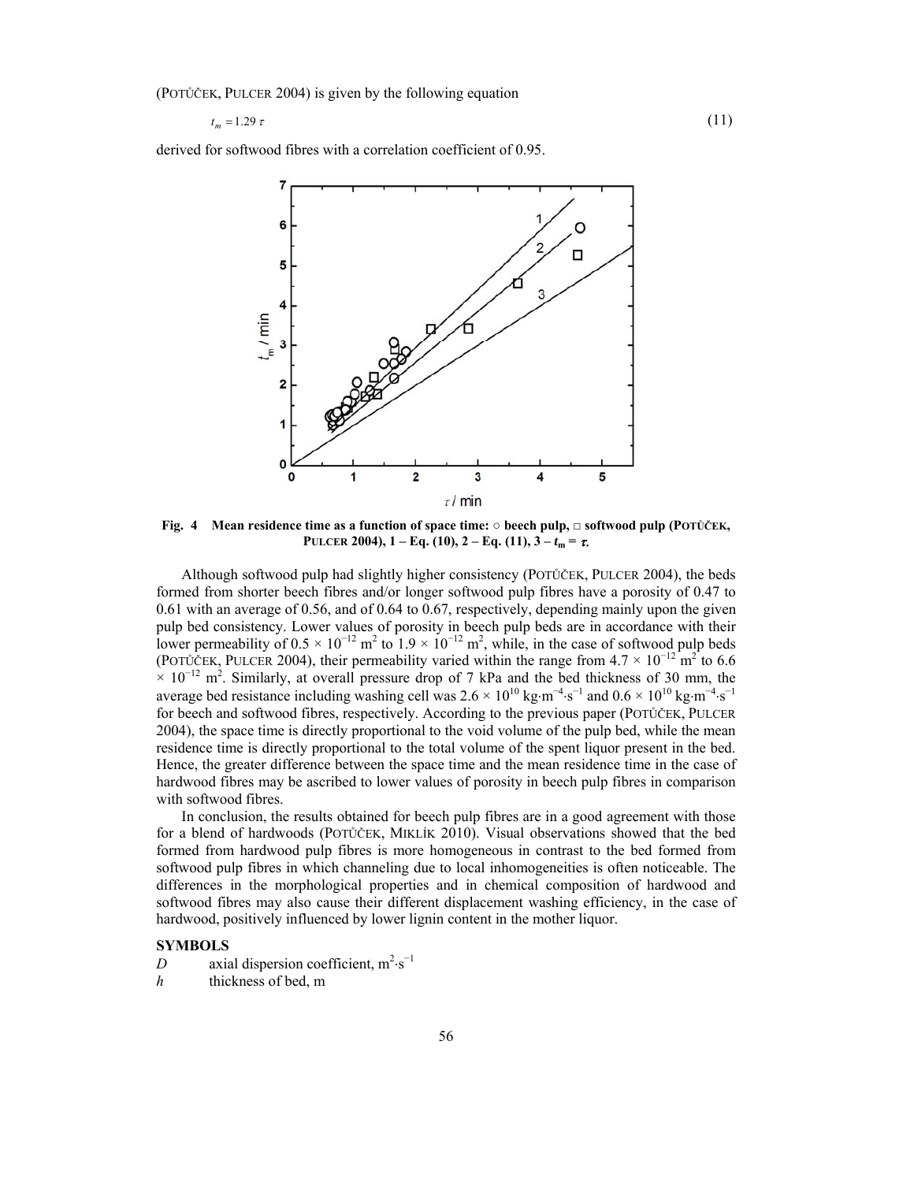(POTŮČEK, PULCER 2004) is given by the following equation

$$t_m = 1.29\,\tau \tag{11}$$

derived for softwood fibres with a correlation coefficient of 0.95.

**Fig. 4 Mean residence time as a function of space time: ○ beech pulp, □ softwood pulp (POTŮČEK, PULCER 2004), 1 – Eq. (10), 2 – Eq. (11), 3 – $t_m = \tau$.**

Although softwood pulp had slightly higher consistency (POTŮČEK, PULCER 2004), the beds formed from shorter beech fibres and/or longer softwood pulp fibres have a porosity of 0.47 to 0.61 with an average of 0.56, and of 0.64 to 0.67, respectively, depending mainly upon the given pulp bed consistency. Lower values of porosity in beech pulp beds are in accordance with their lower permeability of $0.5 \times 10^{-12}$ m$^2$ to $1.9 \times 10^{-12}$ m$^2$, while, in the case of softwood pulp beds (POTŮČEK, PULCER 2004), their permeability varied within the range from $4.7 \times 10^{-12}$ m$^2$ to $6.6 \times 10^{-12}$ m$^2$. Similarly, at overall pressure drop of 7 kPa and the bed thickness of 30 mm, the average bed resistance including washing cell was $2.6 \times 10^{10}$ kg·m$^{-4}$·s$^{-1}$ and $0.6 \times 10^{10}$ kg·m$^{-4}$·s$^{-1}$ for beech and softwood fibres, respectively. According to the previous paper (POTŮČEK, PULCER 2004), the space time is directly proportional to the void volume of the pulp bed, while the mean residence time is directly proportional to the total volume of the spent liquor present in the bed. Hence, the greater difference between the space time and the mean residence time in the case of hardwood fibres may be ascribed to lower values of porosity in beech pulp fibres in comparison with softwood fibres.

In conclusion, the results obtained for beech pulp fibres are in a good agreement with those for a blend of hardwoods (POTŮČEK, MIKLÍK 2010). Visual observations showed that the bed formed from hardwood pulp fibres is more homogeneous in contrast to the bed formed from softwood pulp fibres in which channeling due to local inhomogeneities is often noticeable. The differences in the morphological properties and in chemical composition of hardwood and softwood fibres may also cause their different displacement washing efficiency, in the case of hardwood, positively influenced by lower lignin content in the mother liquor.

## SYMBOLS

- $D$ axial dispersion coefficient, m$^2$·s$^{-1}$
- $h$ thickness of bed, m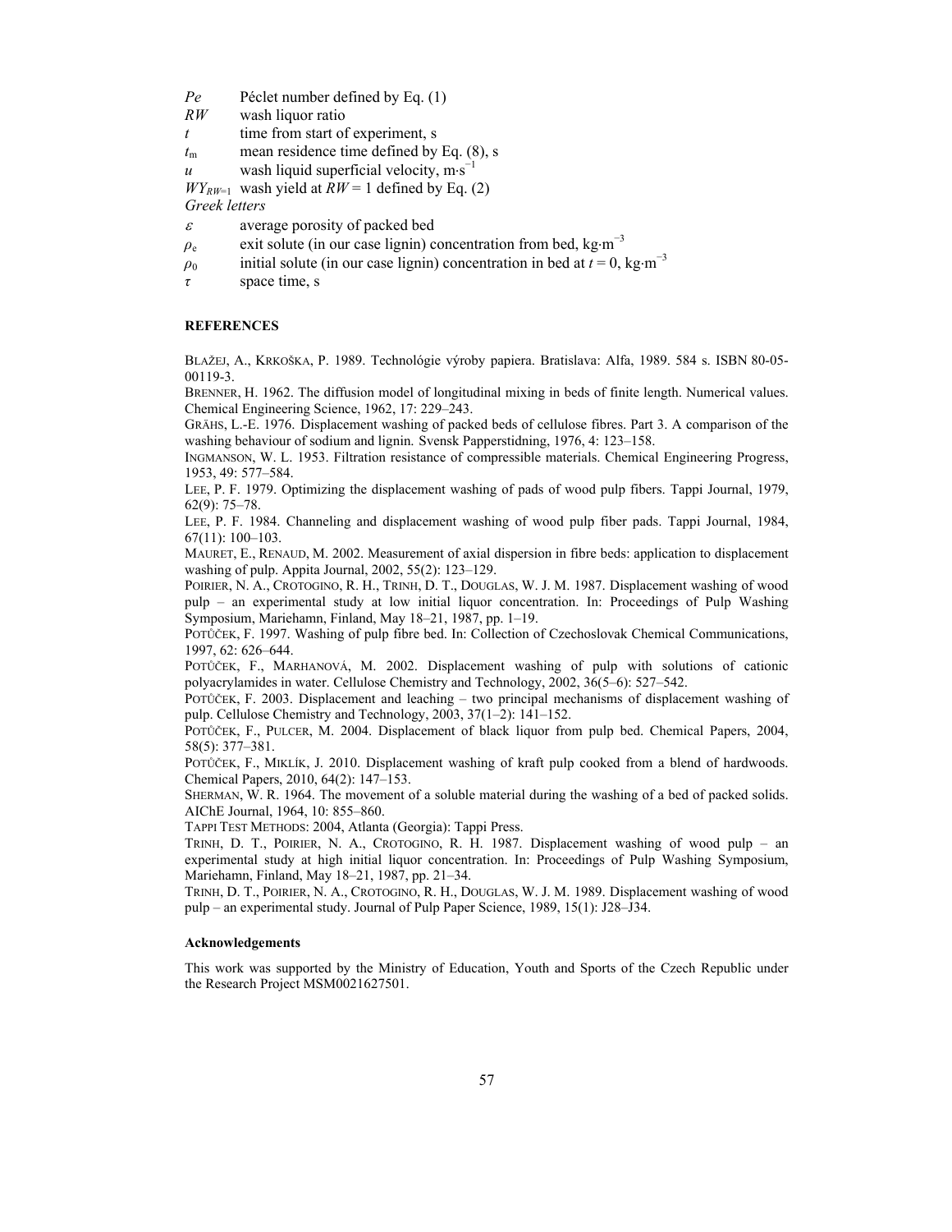$Pe$ Péclet number defined by Eq. (1)
$RW$ wash liquor ratio
$t$ time from start of experiment, s
$t_m$ mean residence time defined by Eq. (8), s
$u$ wash liquid superficial velocity, $m \cdot s^{-1}$
$WY_{RW=1}$ wash yield at $RW = 1$ defined by Eq. (2)

*Greek letters*

$\varepsilon$ average porosity of packed bed
$\rho_e$ exit solute (in our case lignin) concentration from bed, $kg \cdot m^{-3}$
$\rho_0$ initial solute (in our case lignin) concentration in bed at $t = 0$, $kg \cdot m^{-3}$
$\tau$ space time, s

## REFERENCES

BLAŽEJ, A., KRKOŠKA, P. 1989. Technológie výroby papiera. Bratislava: Alfa, 1989. 584 s. ISBN 80-05-00119-3.

BRENNER, H. 1962. The diffusion model of longitudinal mixing in beds of finite length. Numerical values. Chemical Engineering Science, 1962, 17: 229–243.

GRÄHS, L.-E. 1976. Displacement washing of packed beds of cellulose fibres. Part 3. A comparison of the washing behaviour of sodium and lignin. Svensk Papperstidning, 1976, 4: 123–158.

INGMANSON, W. L. 1953. Filtration resistance of compressible materials. Chemical Engineering Progress, 1953, 49: 577–584.

LEE, P. F. 1979. Optimizing the displacement washing of pads of wood pulp fibers. Tappi Journal, 1979, 62(9): 75–78.

LEE, P. F. 1984. Channeling and displacement washing of wood pulp fiber pads. Tappi Journal, 1984, 67(11): 100–103.

MAURET, E., RENAUD, M. 2002. Measurement of axial dispersion in fibre beds: application to displacement washing of pulp. Appita Journal, 2002, 55(2): 123–129.

POIRIER, N. A., CROTOGINO, R. H., TRINH, D. T., DOUGLAS, W. J. M. 1987. Displacement washing of wood pulp – an experimental study at low initial liquor concentration. In: Proceedings of Pulp Washing Symposium, Mariehamn, Finland, May 18–21, 1987, pp. 1–19.

POTŮČEK, F. 1997. Washing of pulp fibre bed. In: Collection of Czechoslovak Chemical Communications, 1997, 62: 626–644.

POTŮČEK, F., MARHANOVÁ, M. 2002. Displacement washing of pulp with solutions of cationic polyacrylamides in water. Cellulose Chemistry and Technology, 2002, 36(5–6): 527–542.

POTŮČEK, F. 2003. Displacement and leaching – two principal mechanisms of displacement washing of pulp. Cellulose Chemistry and Technology, 2003, 37(1–2): 141–152.

POTŮČEK, F., PULCER, M. 2004. Displacement of black liquor from pulp bed. Chemical Papers, 2004, 58(5): 377–381.

POTŮČEK, F., MIKLÍK, J. 2010. Displacement washing of kraft pulp cooked from a blend of hardwoods. Chemical Papers, 2010, 64(2): 147–153.

SHERMAN, W. R. 1964. The movement of a soluble material during the washing of a bed of packed solids. AIChE Journal, 1964, 10: 855–860.

TAPPI TEST METHODS: 2004, Atlanta (Georgia): Tappi Press.

TRINH, D. T., POIRIER, N. A., CROTOGINO, R. H. 1987. Displacement washing of wood pulp – an experimental study at high initial liquor concentration. In: Proceedings of Pulp Washing Symposium, Mariehamn, Finland, May 18–21, 1987, pp. 21–34.

TRINH, D. T., POIRIER, N. A., CROTOGINO, R. H., DOUGLAS, W. J. M. 1989. Displacement washing of wood pulp – an experimental study. Journal of Pulp Paper Science, 1989, 15(1): J28–J34.

### Acknowledgements

This work was supported by the Ministry of Education, Youth and Sports of the Czech Republic under the Research Project MSM0021627501.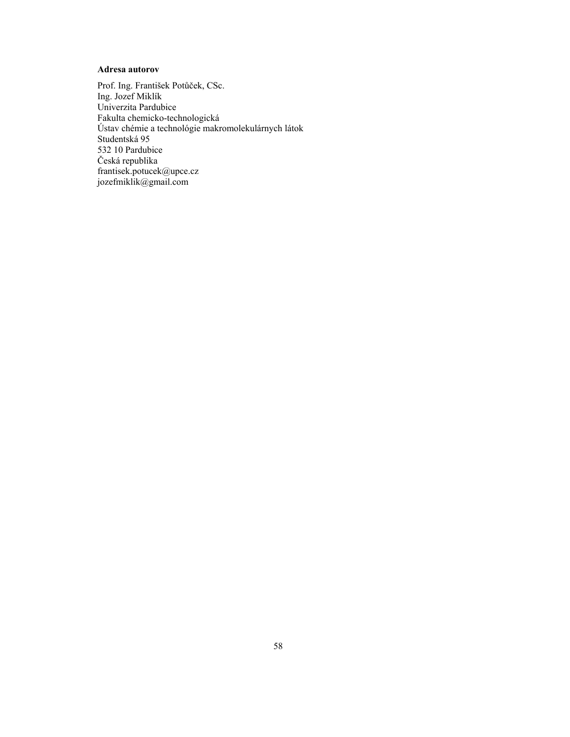**Adresa autorov**

Prof. Ing. František Potůček, CSc.
Ing. Jozef Miklík
Univerzita Pardubice
Fakulta chemicko-technologická
Ústav chémie a technológie makromolekulárnych látok
Studentská 95
532 10 Pardubice
Česká republika
frantisek.potucek@upce.cz
jozefmiklik@gmail.com